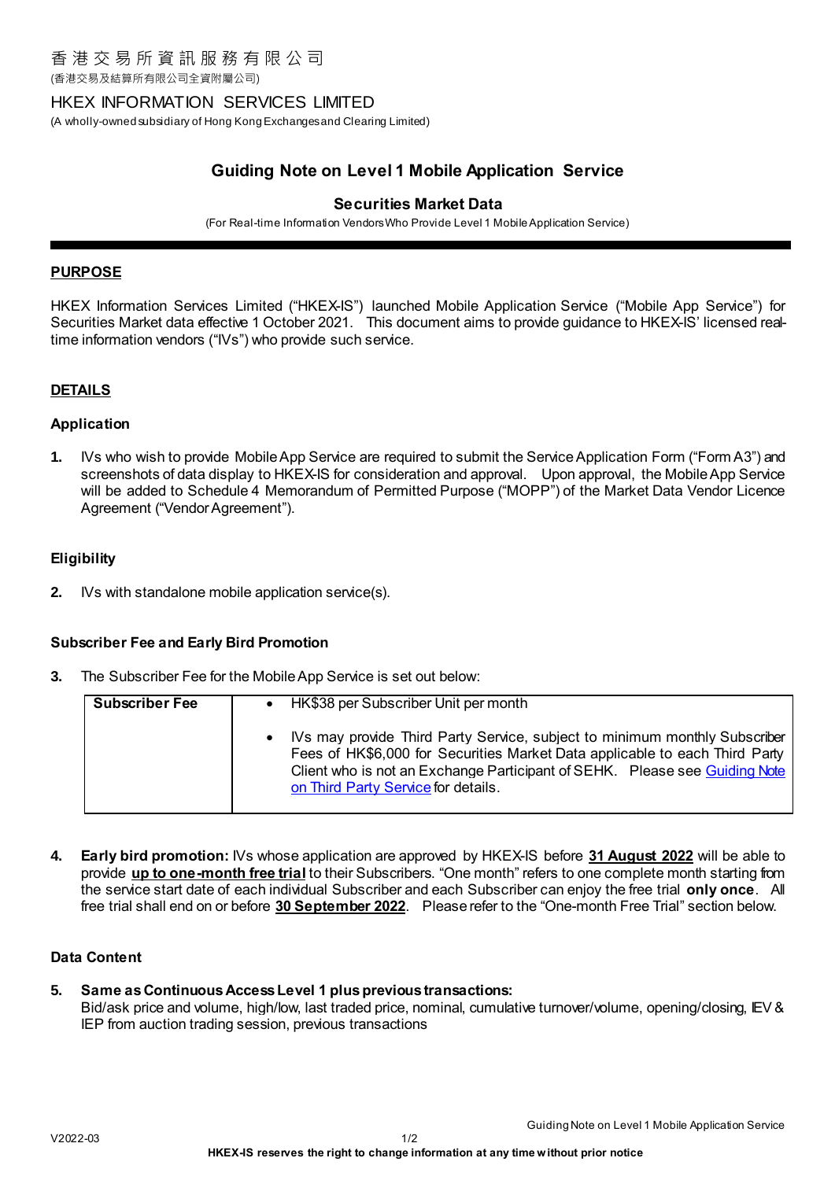香 港 交 易 所 資 訊 服 務 有 限 公 司
(香港交易及結算所有限公司全資附屬公司)

HKEX INFORMATION SERVICES LIMITED
(A wholly-owned subsidiary of Hong Kong Exchanges and Clearing Limited)

# Guiding Note on Level 1 Mobile Application Service

## Securities Market Data

(For Real-time Information Vendors Who Provide Level 1 Mobile Application Service)

---

**PURPOSE**

HKEX Information Services Limited ("HKEX-IS") launched Mobile Application Service ("Mobile App Service") for Securities Market data effective 1 October 2021. This document aims to provide guidance to HKEX-IS' licensed real-time information vendors ("IVs") who provide such service.

**DETAILS**

### Application

**1.** IVs who wish to provide Mobile App Service are required to submit the Service Application Form ("Form A3") and screenshots of data display to HKEX-IS for consideration and approval. Upon approval, the Mobile App Service will be added to Schedule 4 Memorandum of Permitted Purpose ("MOPP") of the Market Data Vendor Licence Agreement ("Vendor Agreement").

### Eligibility

**2.** IVs with standalone mobile application service(s).

### Subscriber Fee and Early Bird Promotion

**3.** The Subscriber Fee for the Mobile App Service is set out below:

| **Subscriber Fee** | • HK$38 per Subscriber Unit per month<br><br>• IVs may provide Third Party Service, subject to minimum monthly Subscriber Fees of HK$6,000 for Securities Market Data applicable to each Third Party Client who is not an Exchange Participant of SEHK. Please see Guiding Note on Third Party Service for details. |
|---|---|

**4.** **Early bird promotion:** IVs whose application are approved by HKEX-IS before **31 August 2022** will be able to provide **up to one-month free trial** to their Subscribers. "One month" refers to one complete month starting from the service start date of each individual Subscriber and each Subscriber can enjoy the free trial **only once**. All free trial shall end on or before **30 September 2022**. Please refer to the "One-month Free Trial" section below.

### Data Content

**5.** **Same as Continuous Access Level 1 plus previous transactions:**
Bid/ask price and volume, high/low, last traded price, nominal, cumulative turnover/volume, opening/closing, IEV & IEP from auction trading session, previous transactions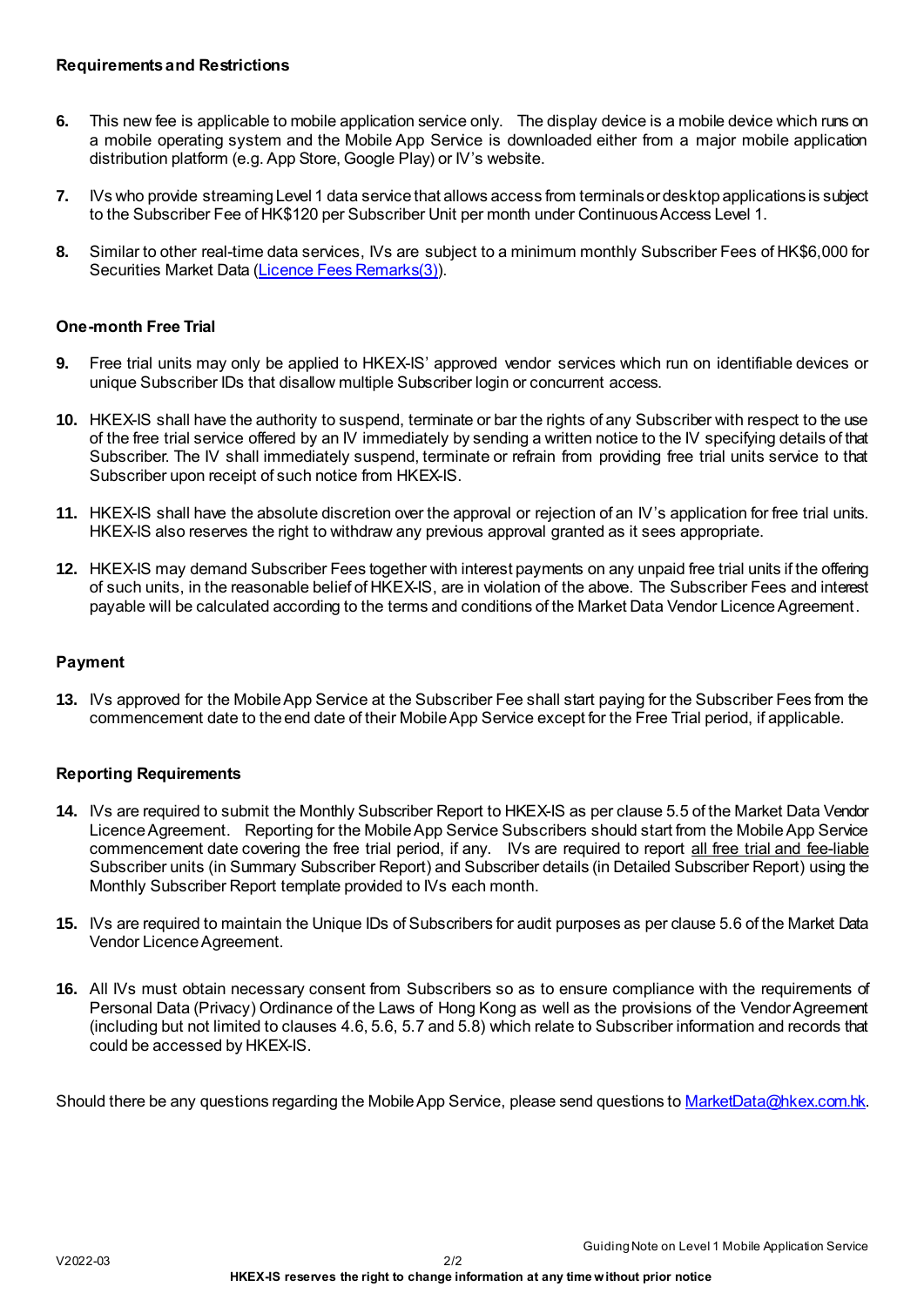### Requirements and Restrictions

6. This new fee is applicable to mobile application service only. The display device is a mobile device which runs on a mobile operating system and the Mobile App Service is downloaded either from a major mobile application distribution platform (e.g. App Store, Google Play) or IV's website.

7. IVs who provide streaming Level 1 data service that allows access from terminals or desktop applications is subject to the Subscriber Fee of HK$120 per Subscriber Unit per month under Continuous Access Level 1.

8. Similar to other real-time data services, IVs are subject to a minimum monthly Subscriber Fees of HK$6,000 for Securities Market Data (Licence Fees Remarks(3)).

### One-month Free Trial

9. Free trial units may only be applied to HKEX-IS' approved vendor services which run on identifiable devices or unique Subscriber IDs that disallow multiple Subscriber login or concurrent access.

10. HKEX-IS shall have the authority to suspend, terminate or bar the rights of any Subscriber with respect to the use of the free trial service offered by an IV immediately by sending a written notice to the IV specifying details of that Subscriber. The IV shall immediately suspend, terminate or refrain from providing free trial units service to that Subscriber upon receipt of such notice from HKEX-IS.

11. HKEX-IS shall have the absolute discretion over the approval or rejection of an IV's application for free trial units. HKEX-IS also reserves the right to withdraw any previous approval granted as it sees appropriate.

12. HKEX-IS may demand Subscriber Fees together with interest payments on any unpaid free trial units if the offering of such units, in the reasonable belief of HKEX-IS, are in violation of the above. The Subscriber Fees and interest payable will be calculated according to the terms and conditions of the Market Data Vendor Licence Agreement.

### Payment

13. IVs approved for the Mobile App Service at the Subscriber Fee shall start paying for the Subscriber Fees from the commencement date to the end date of their Mobile App Service except for the Free Trial period, if applicable.

### Reporting Requirements

14. IVs are required to submit the Monthly Subscriber Report to HKEX-IS as per clause 5.5 of the Market Data Vendor Licence Agreement. Reporting for the Mobile App Service Subscribers should start from the Mobile App Service commencement date covering the free trial period, if any. IVs are required to report all free trial and fee-liable Subscriber units (in Summary Subscriber Report) and Subscriber details (in Detailed Subscriber Report) using the Monthly Subscriber Report template provided to IVs each month.

15. IVs are required to maintain the Unique IDs of Subscribers for audit purposes as per clause 5.6 of the Market Data Vendor Licence Agreement.

16. All IVs must obtain necessary consent from Subscribers so as to ensure compliance with the requirements of Personal Data (Privacy) Ordinance of the Laws of Hong Kong as well as the provisions of the Vendor Agreement (including but not limited to clauses 4.6, 5.6, 5.7 and 5.8) which relate to Subscriber information and records that could be accessed by HKEX-IS.

Should there be any questions regarding the Mobile App Service, please send questions to MarketData@hkex.com.hk.